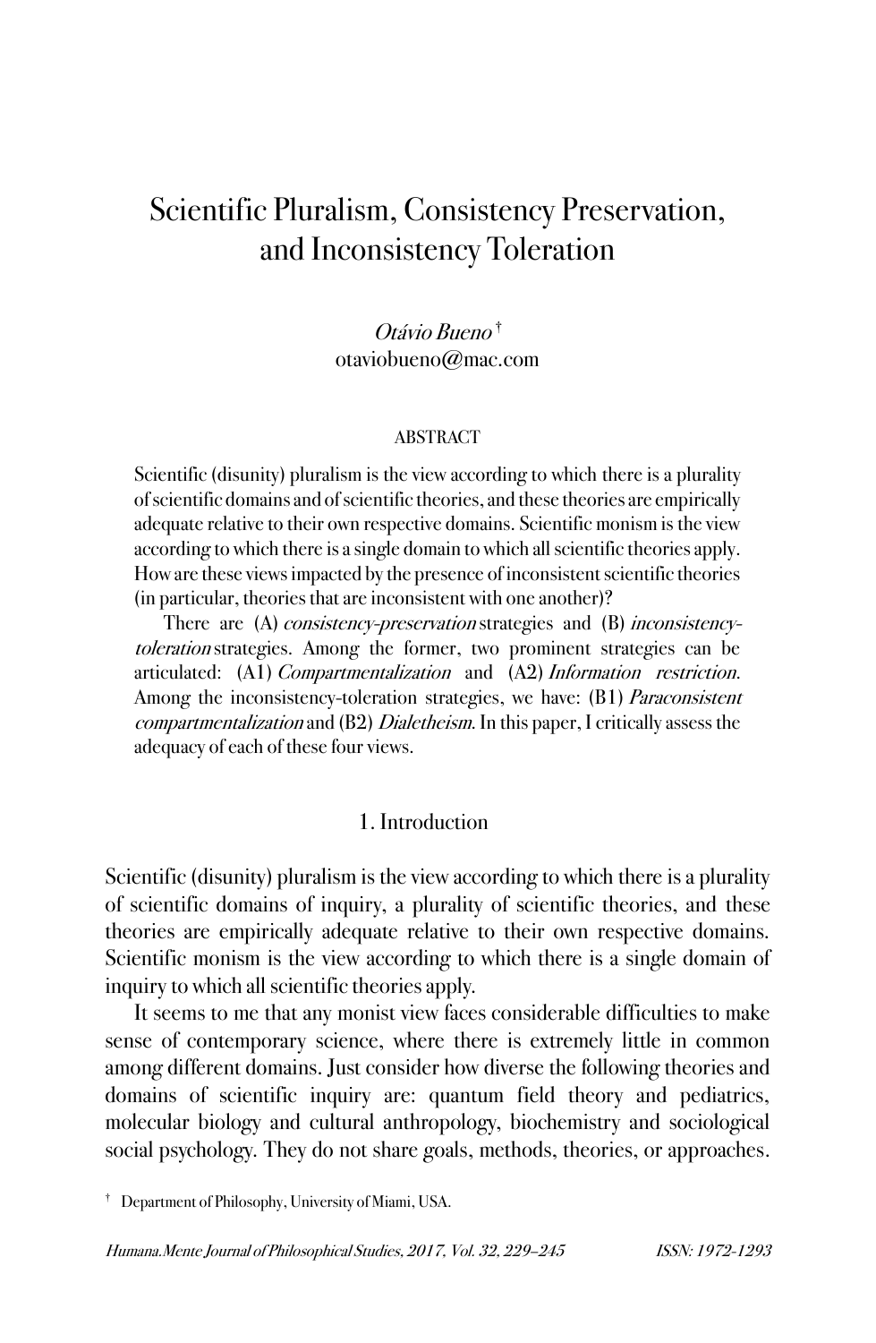# Scientific Pluralism, Consistency Preservation, and Inconsistency Toleration

*Otávio Bueno* [†]
otaviobueno@mac.com

ABSTRACT

Scientific (disunity) pluralism is the view according to which there is a plurality of scientific domains and of scientific theories, and these theories are empirically adequate relative to their own respective domains. Scientific monism is the view according to which there is a single domain to which all scientific theories apply. How are these views impacted by the presence of inconsistent scientific theories (in particular, theories that are inconsistent with one another)?

There are (A) *consistency-preservation* strategies and (B) *inconsistency-toleration* strategies. Among the former, two prominent strategies can be articulated: (A1) *Compartmentalization* and (A2) *Information restriction*. Among the inconsistency-toleration strategies, we have: (B1) *Paraconsistent compartmentalization* and (B2) *Dialetheism*. In this paper, I critically assess the adequacy of each of these four views.

## 1. Introduction

Scientific (disunity) pluralism is the view according to which there is a plurality of scientific domains of inquiry, a plurality of scientific theories, and these theories are empirically adequate relative to their own respective domains. Scientific monism is the view according to which there is a single domain of inquiry to which all scientific theories apply.

It seems to me that any monist view faces considerable difficulties to make sense of contemporary science, where there is extremely little in common among different domains. Just consider how diverse the following theories and domains of scientific inquiry are: quantum field theory and pediatrics, molecular biology and cultural anthropology, biochemistry and sociological social psychology. They do not share goals, methods, theories, or approaches.

[†] Department of Philosophy, University of Miami, USA.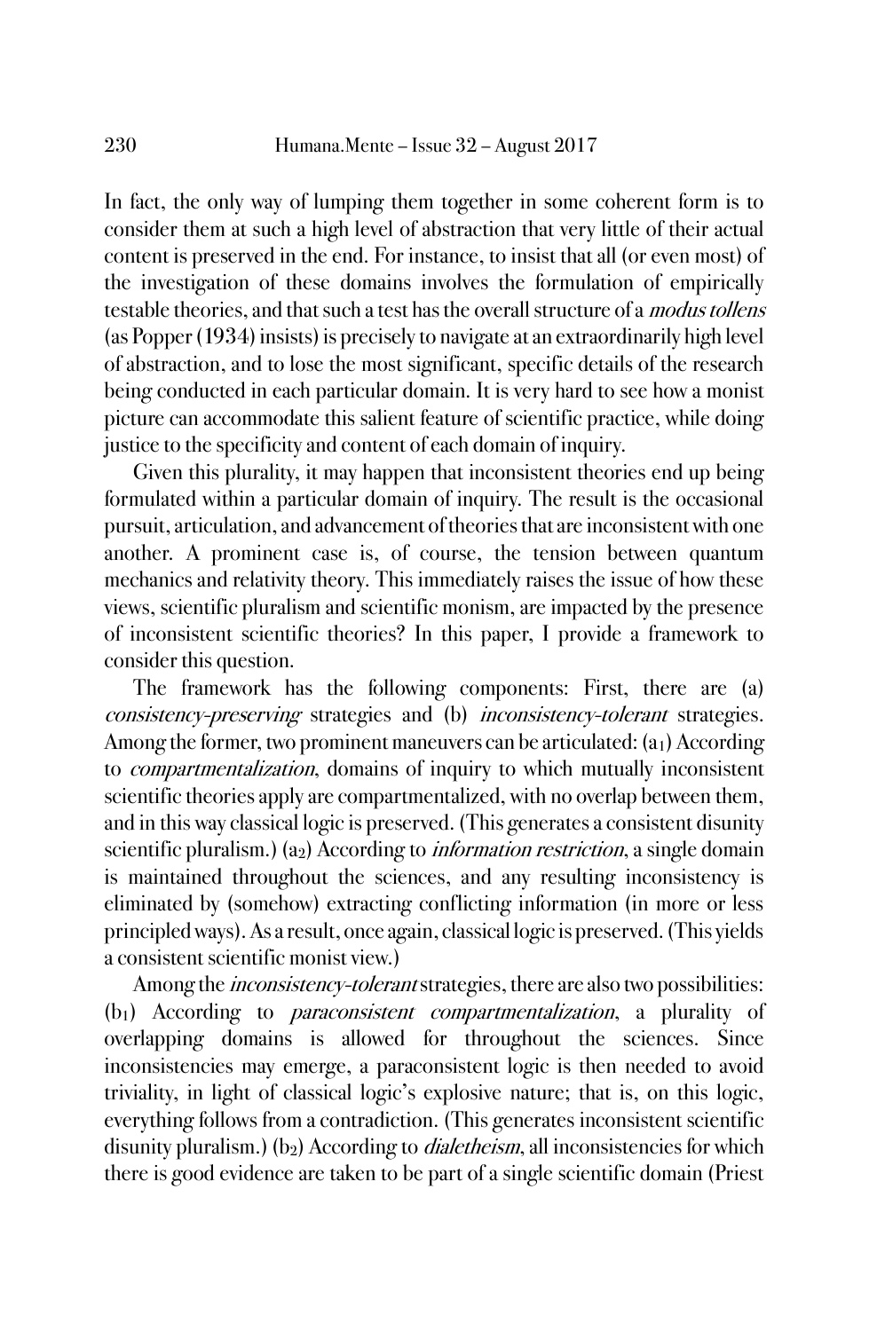In fact, the only way of lumping them together in some coherent form is to consider them at such a high level of abstraction that very little of their actual content is preserved in the end. For instance, to insist that all (or even most) of the investigation of these domains involves the formulation of empirically testable theories, and that such a test has the overall structure of a *modus tollens* (as Popper (1934) insists) is precisely to navigate at an extraordinarily high level of abstraction, and to lose the most significant, specific details of the research being conducted in each particular domain. It is very hard to see how a monist picture can accommodate this salient feature of scientific practice, while doing justice to the specificity and content of each domain of inquiry.

Given this plurality, it may happen that inconsistent theories end up being formulated within a particular domain of inquiry. The result is the occasional pursuit, articulation, and advancement of theories that are inconsistent with one another. A prominent case is, of course, the tension between quantum mechanics and relativity theory. This immediately raises the issue of how these views, scientific pluralism and scientific monism, are impacted by the presence of inconsistent scientific theories? In this paper, I provide a framework to consider this question.

The framework has the following components: First, there are (a) *consistency-preserving* strategies and (b) *inconsistency-tolerant* strategies. Among the former, two prominent maneuvers can be articulated: ($a_1$) According to *compartmentalization*, domains of inquiry to which mutually inconsistent scientific theories apply are compartmentalized, with no overlap between them, and in this way classical logic is preserved. (This generates a consistent disunity scientific pluralism.) ($a_2$) According to *information restriction*, a single domain is maintained throughout the sciences, and any resulting inconsistency is eliminated by (somehow) extracting conflicting information (in more or less principled ways). As a result, once again, classical logic is preserved. (This yields a consistent scientific monist view.)

Among the *inconsistency-tolerant* strategies, there are also two possibilities: ($b_1$) According to *paraconsistent compartmentalization*, a plurality of overlapping domains is allowed for throughout the sciences. Since inconsistencies may emerge, a paraconsistent logic is then needed to avoid triviality, in light of classical logic's explosive nature; that is, on this logic, everything follows from a contradiction. (This generates inconsistent scientific disunity pluralism.) ($b_2$) According to *dialetheism*, all inconsistencies for which there is good evidence are taken to be part of a single scientific domain (Priest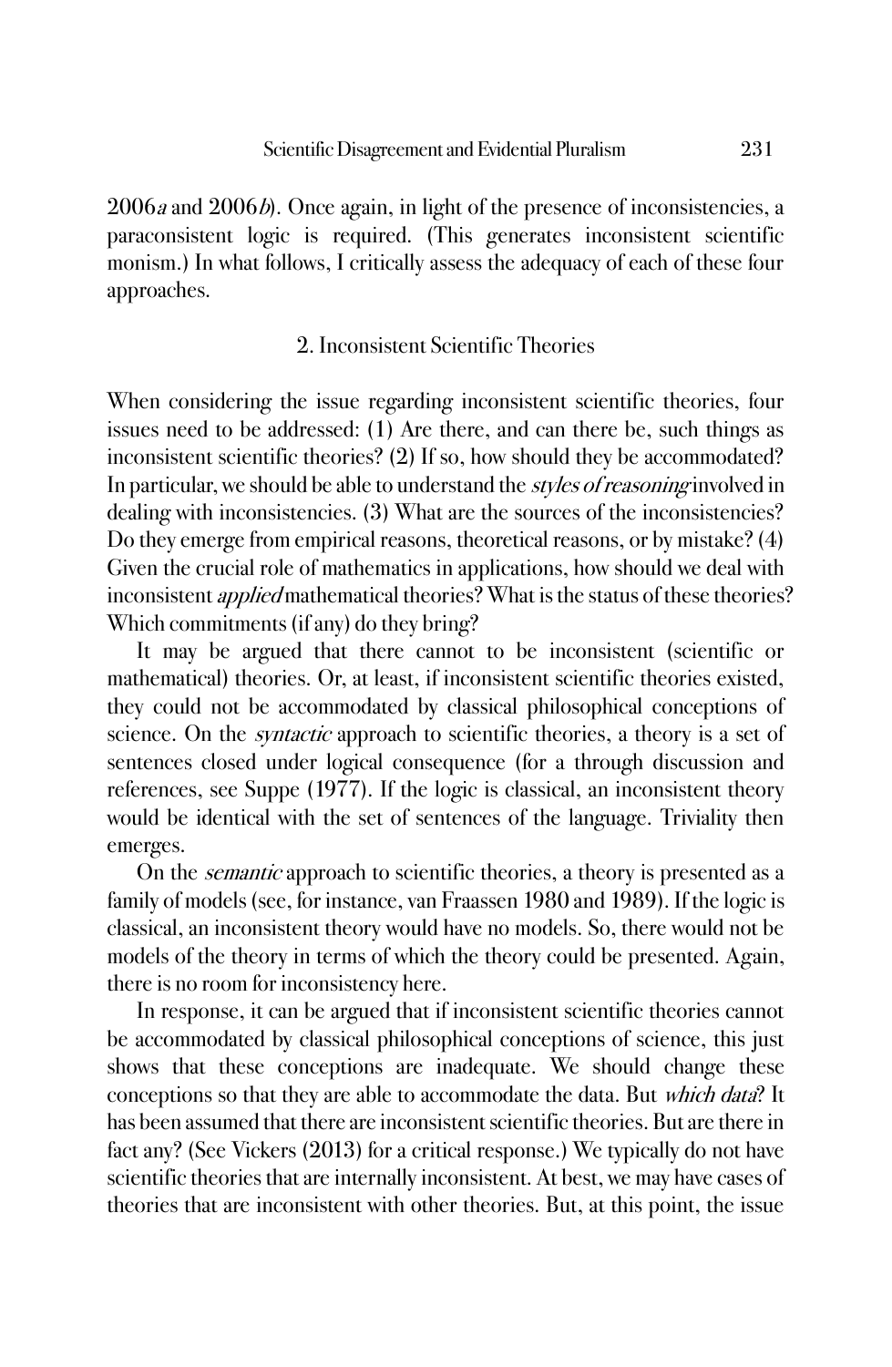2006*a* and 2006*b*). Once again, in light of the presence of inconsistencies, a paraconsistent logic is required. (This generates inconsistent scientific monism.) In what follows, I critically assess the adequacy of each of these four approaches.

## 2. Inconsistent Scientific Theories

When considering the issue regarding inconsistent scientific theories, four issues need to be addressed: (1) Are there, and can there be, such things as inconsistent scientific theories? (2) If so, how should they be accommodated? In particular, we should be able to understand the *styles of reasoning* involved in dealing with inconsistencies. (3) What are the sources of the inconsistencies? Do they emerge from empirical reasons, theoretical reasons, or by mistake? (4) Given the crucial role of mathematics in applications, how should we deal with inconsistent *applied* mathematical theories? What is the status of these theories? Which commitments (if any) do they bring?

It may be argued that there cannot to be inconsistent (scientific or mathematical) theories. Or, at least, if inconsistent scientific theories existed, they could not be accommodated by classical philosophical conceptions of science. On the *syntactic* approach to scientific theories, a theory is a set of sentences closed under logical consequence (for a through discussion and references, see Suppe (1977). If the logic is classical, an inconsistent theory would be identical with the set of sentences of the language. Triviality then emerges.

On the *semantic* approach to scientific theories, a theory is presented as a family of models (see, for instance, van Fraassen 1980 and 1989). If the logic is classical, an inconsistent theory would have no models. So, there would not be models of the theory in terms of which the theory could be presented. Again, there is no room for inconsistency here.

In response, it can be argued that if inconsistent scientific theories cannot be accommodated by classical philosophical conceptions of science, this just shows that these conceptions are inadequate. We should change these conceptions so that they are able to accommodate the data. But *which data*? It has been assumed that there are inconsistent scientific theories. But are there in fact any? (See Vickers (2013) for a critical response.) We typically do not have scientific theories that are internally inconsistent. At best, we may have cases of theories that are inconsistent with other theories. But, at this point, the issue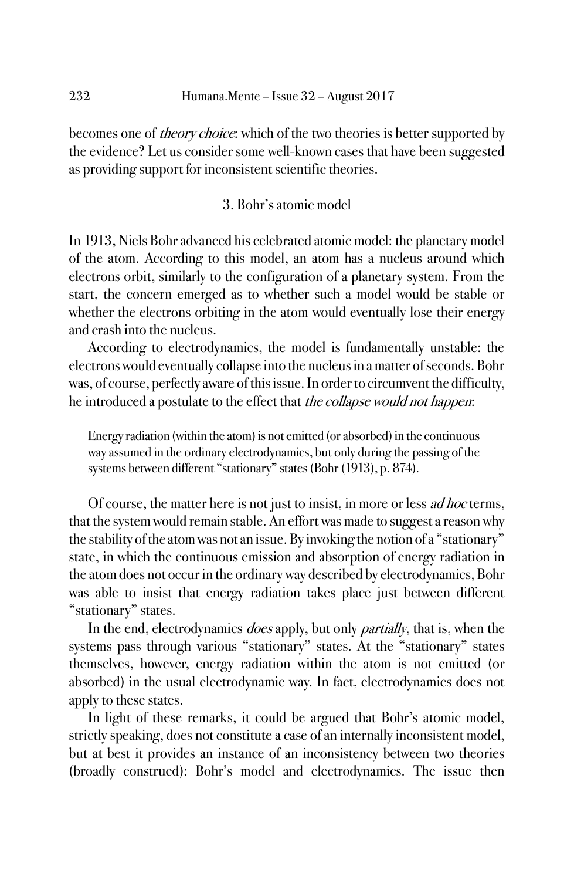becomes one of *theory choice*: which of the two theories is better supported by the evidence? Let us consider some well-known cases that have been suggested as providing support for inconsistent scientific theories.

## 3. Bohr's atomic model

In 1913, Niels Bohr advanced his celebrated atomic model: the planetary model of the atom. According to this model, an atom has a nucleus around which electrons orbit, similarly to the configuration of a planetary system. From the start, the concern emerged as to whether such a model would be stable or whether the electrons orbiting in the atom would eventually lose their energy and crash into the nucleus.

According to electrodynamics, the model is fundamentally unstable: the electrons would eventually collapse into the nucleus in a matter of seconds. Bohr was, of course, perfectly aware of this issue. In order to circumvent the difficulty, he introduced a postulate to the effect that *the collapse would not happen*:

> Energy radiation (within the atom) is not emitted (or absorbed) in the continuous way assumed in the ordinary electrodynamics, but only during the passing of the systems between different "stationary" states (Bohr (1913), p. 874).

Of course, the matter here is not just to insist, in more or less *ad hoc* terms, that the system would remain stable. An effort was made to suggest a reason why the stability of the atom was not an issue. By invoking the notion of a "stationary" state, in which the continuous emission and absorption of energy radiation in the atom does not occur in the ordinary way described by electrodynamics, Bohr was able to insist that energy radiation takes place just between different "stationary" states.

In the end, electrodynamics *does* apply, but only *partially*, that is, when the systems pass through various "stationary" states. At the "stationary" states themselves, however, energy radiation within the atom is not emitted (or absorbed) in the usual electrodynamic way. In fact, electrodynamics does not apply to these states.

In light of these remarks, it could be argued that Bohr's atomic model, strictly speaking, does not constitute a case of an internally inconsistent model, but at best it provides an instance of an inconsistency between two theories (broadly construed): Bohr's model and electrodynamics. The issue then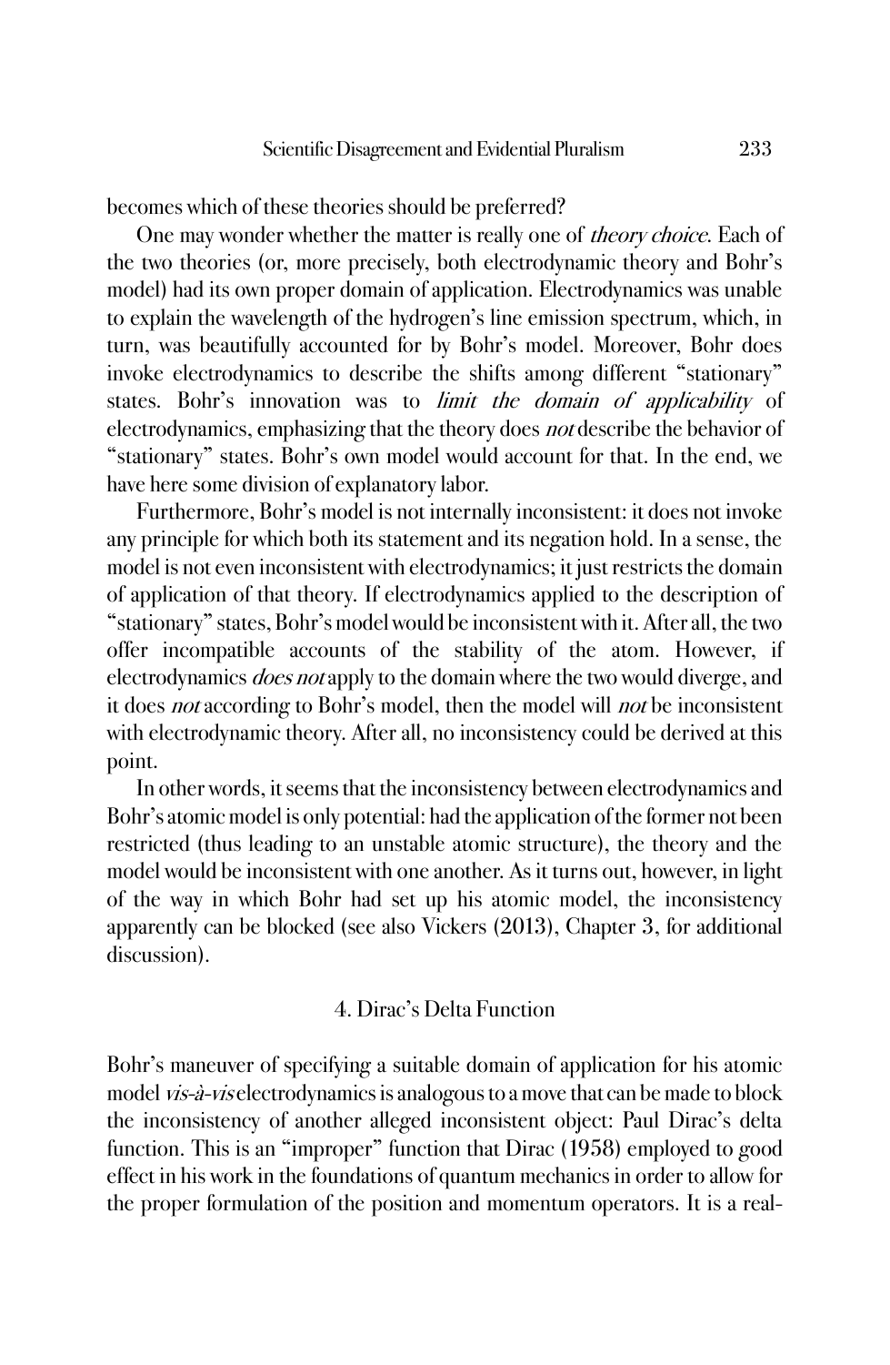becomes which of these theories should be preferred?

One may wonder whether the matter is really one of *theory choice*. Each of the two theories (or, more precisely, both electrodynamic theory and Bohr's model) had its own proper domain of application. Electrodynamics was unable to explain the wavelength of the hydrogen's line emission spectrum, which, in turn, was beautifully accounted for by Bohr's model. Moreover, Bohr does invoke electrodynamics to describe the shifts among different "stationary" states. Bohr's innovation was to *limit the domain of applicability* of electrodynamics, emphasizing that the theory does *not* describe the behavior of "stationary" states. Bohr's own model would account for that. In the end, we have here some division of explanatory labor.

Furthermore, Bohr's model is not internally inconsistent: it does not invoke any principle for which both its statement and its negation hold. In a sense, the model is not even inconsistent with electrodynamics; it just restricts the domain of application of that theory. If electrodynamics applied to the description of "stationary" states, Bohr's model would be inconsistent with it. After all, the two offer incompatible accounts of the stability of the atom. However, if electrodynamics *does not* apply to the domain where the two would diverge, and it does *not* according to Bohr's model, then the model will *not* be inconsistent with electrodynamic theory. After all, no inconsistency could be derived at this point.

In other words, it seems that the inconsistency between electrodynamics and Bohr's atomic model is only potential: had the application of the former not been restricted (thus leading to an unstable atomic structure), the theory and the model would be inconsistent with one another. As it turns out, however, in light of the way in which Bohr had set up his atomic model, the inconsistency apparently can be blocked (see also Vickers (2013), Chapter 3, for additional discussion).

## 4. Dirac's Delta Function

Bohr's maneuver of specifying a suitable domain of application for his atomic model *vis-à-vis* electrodynamics is analogous to a move that can be made to block the inconsistency of another alleged inconsistent object: Paul Dirac's delta function. This is an "improper" function that Dirac (1958) employed to good effect in his work in the foundations of quantum mechanics in order to allow for the proper formulation of the position and momentum operators. It is a real-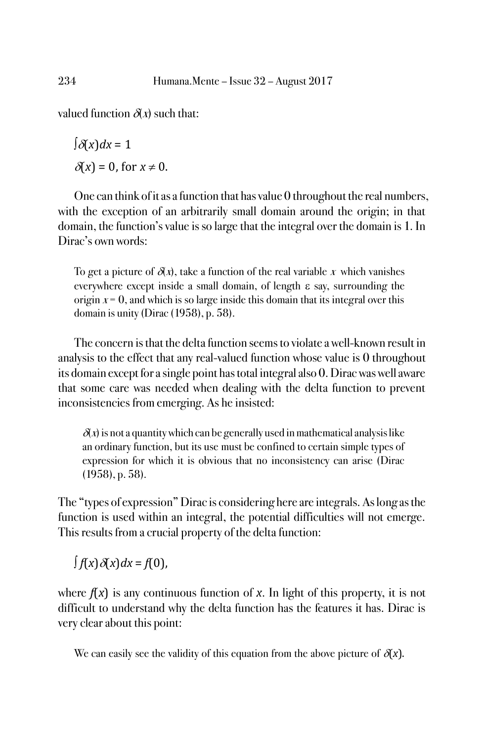valued function $\delta(x)$ such that:

$$\int \delta(x)dx = 1$$

$$\delta(x) = 0, \text{ for } x \neq 0.$$

One can think of it as a function that has value 0 throughout the real numbers, with the exception of an arbitrarily small domain around the origin; in that domain, the function's value is so large that the integral over the domain is 1. In Dirac's own words:

> To get a picture of $\delta(x)$, take a function of the real variable $x$ which vanishes everywhere except inside a small domain, of length $\varepsilon$ say, surrounding the origin $x = 0$, and which is so large inside this domain that its integral over this domain is unity (Dirac (1958), p. 58).

The concern is that the delta function seems to violate a well-known result in analysis to the effect that any real-valued function whose value is 0 throughout its domain except for a single point has total integral also 0. Dirac was well aware that some care was needed when dealing with the delta function to prevent inconsistencies from emerging. As he insisted:

> $\delta(x)$ is not a quantity which can be generally used in mathematical analysis like an ordinary function, but its use must be confined to certain simple types of expression for which it is obvious that no inconsistency can arise (Dirac (1958), p. 58).

The "types of expression" Dirac is considering here are integrals. As long as the function is used within an integral, the potential difficulties will not emerge. This results from a crucial property of the delta function:

$$\int f(x)\,\delta(x)\,dx = f(0),$$

where $f(x)$ is any continuous function of $x$. In light of this property, it is not difficult to understand why the delta function has the features it has. Dirac is very clear about this point:

> We can easily see the validity of this equation from the above picture of $\delta(x)$.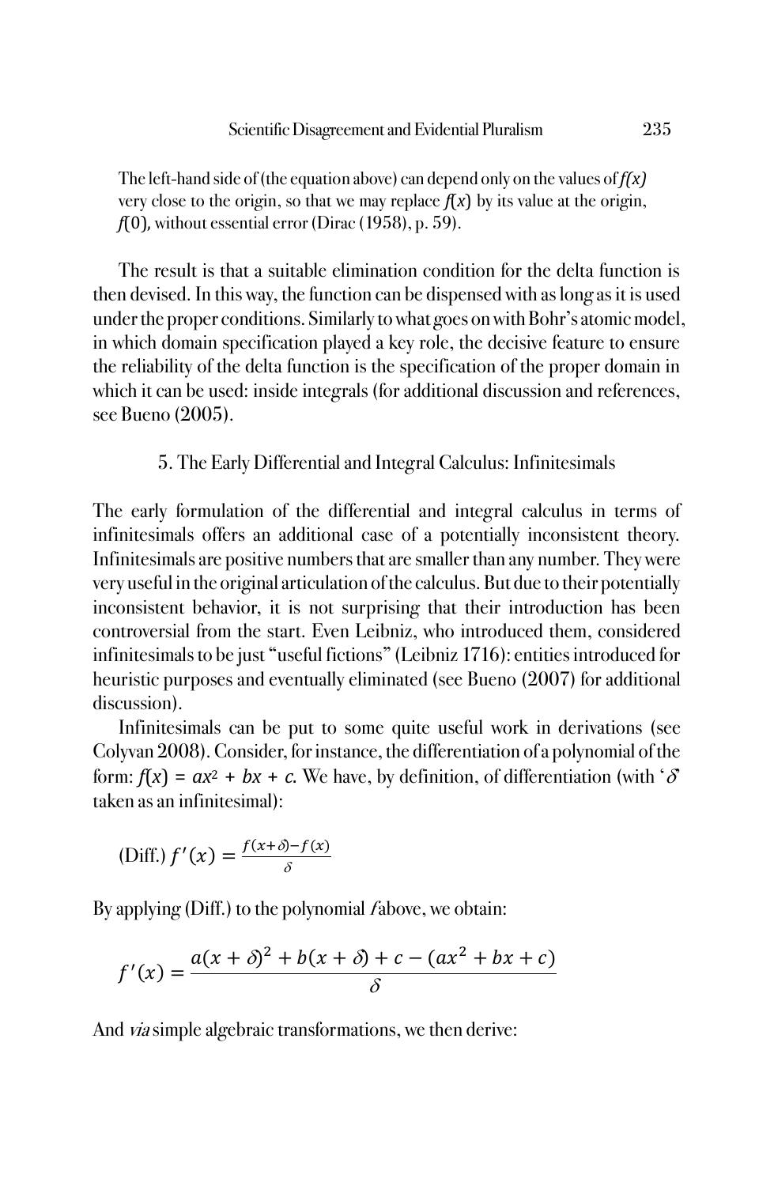> The left-hand side of (the equation above) can depend only on the values of $f(x)$ very close to the origin, so that we may replace $f(x)$ by its value at the origin, $f(0)$, without essential error (Dirac (1958), p. 59).

The result is that a suitable elimination condition for the delta function is then devised. In this way, the function can be dispensed with as long as it is used under the proper conditions. Similarly to what goes on with Bohr's atomic model, in which domain specification played a key role, the decisive feature to ensure the reliability of the delta function is the specification of the proper domain in which it can be used: inside integrals (for additional discussion and references, see Bueno (2005).

## 5. The Early Differential and Integral Calculus: Infinitesimals

The early formulation of the differential and integral calculus in terms of infinitesimals offers an additional case of a potentially inconsistent theory. Infinitesimals are positive numbers that are smaller than any number. They were very useful in the original articulation of the calculus. But due to their potentially inconsistent behavior, it is not surprising that their introduction has been controversial from the start. Even Leibniz, who introduced them, considered infinitesimals to be just "useful fictions" (Leibniz 1716): entities introduced for heuristic purposes and eventually eliminated (see Bueno (2007) for additional discussion).

Infinitesimals can be put to some quite useful work in derivations (see Colyvan 2008). Consider, for instance, the differentiation of a polynomial of the form: $f(x) = ax^2 + bx + c$. We have, by definition, of differentiation (with '$\delta$' taken as an infinitesimal):

(Diff.) $f'(x) = \frac{f(x+\delta)-f(x)}{\delta}$

By applying (Diff.) to the polynomial $f$ above, we obtain:

$$f'(x) = \frac{a(x+\delta)^2 + b(x+\delta) + c - (ax^2 + bx + c)}{\delta}$$

And *via* simple algebraic transformations, we then derive: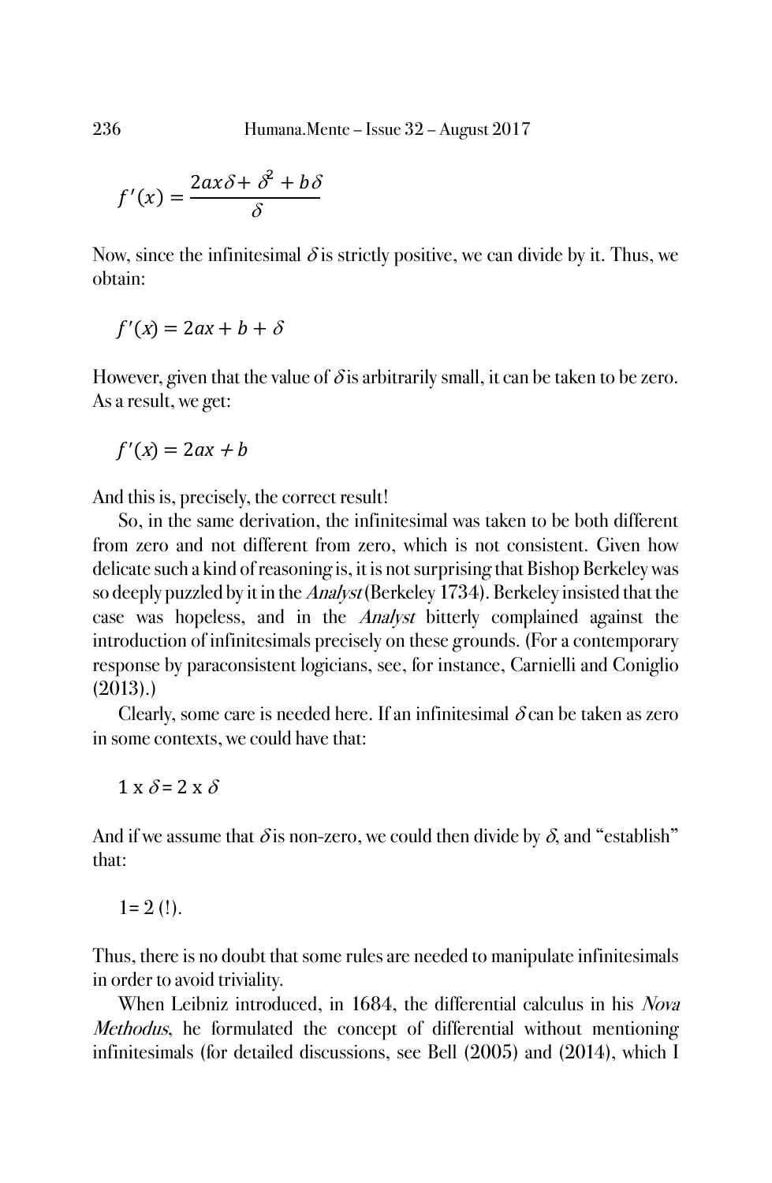$$f'(x) = \frac{2ax\delta + \delta^2 + b\delta}{\delta}$$

Now, since the infinitesimal $\delta$ is strictly positive, we can divide by it. Thus, we obtain:

$$f'(x) = 2ax + b + \delta$$

However, given that the value of $\delta$ is arbitrarily small, it can be taken to be zero. As a result, we get:

$$f'(x) = 2ax + b$$

And this is, precisely, the correct result!

So, in the same derivation, the infinitesimal was taken to be both different from zero and not different from zero, which is not consistent. Given how delicate such a kind of reasoning is, it is not surprising that Bishop Berkeley was so deeply puzzled by it in the *Analyst* (Berkeley 1734). Berkeley insisted that the case was hopeless, and in the *Analyst* bitterly complained against the introduction of infinitesimals precisely on these grounds. (For a contemporary response by paraconsistent logicians, see, for instance, Carnielli and Coniglio (2013).)

Clearly, some care is needed here. If an infinitesimal $\delta$ can be taken as zero in some contexts, we could have that:

$$1 \times \delta = 2 \times \delta$$

And if we assume that $\delta$ is non-zero, we could then divide by $\delta$, and "establish" that:

$$1 = 2 \text{ (!)}.$$

Thus, there is no doubt that some rules are needed to manipulate infinitesimals in order to avoid triviality.

When Leibniz introduced, in 1684, the differential calculus in his *Nova Methodus*, he formulated the concept of differential without mentioning infinitesimals (for detailed discussions, see Bell (2005) and (2014), which I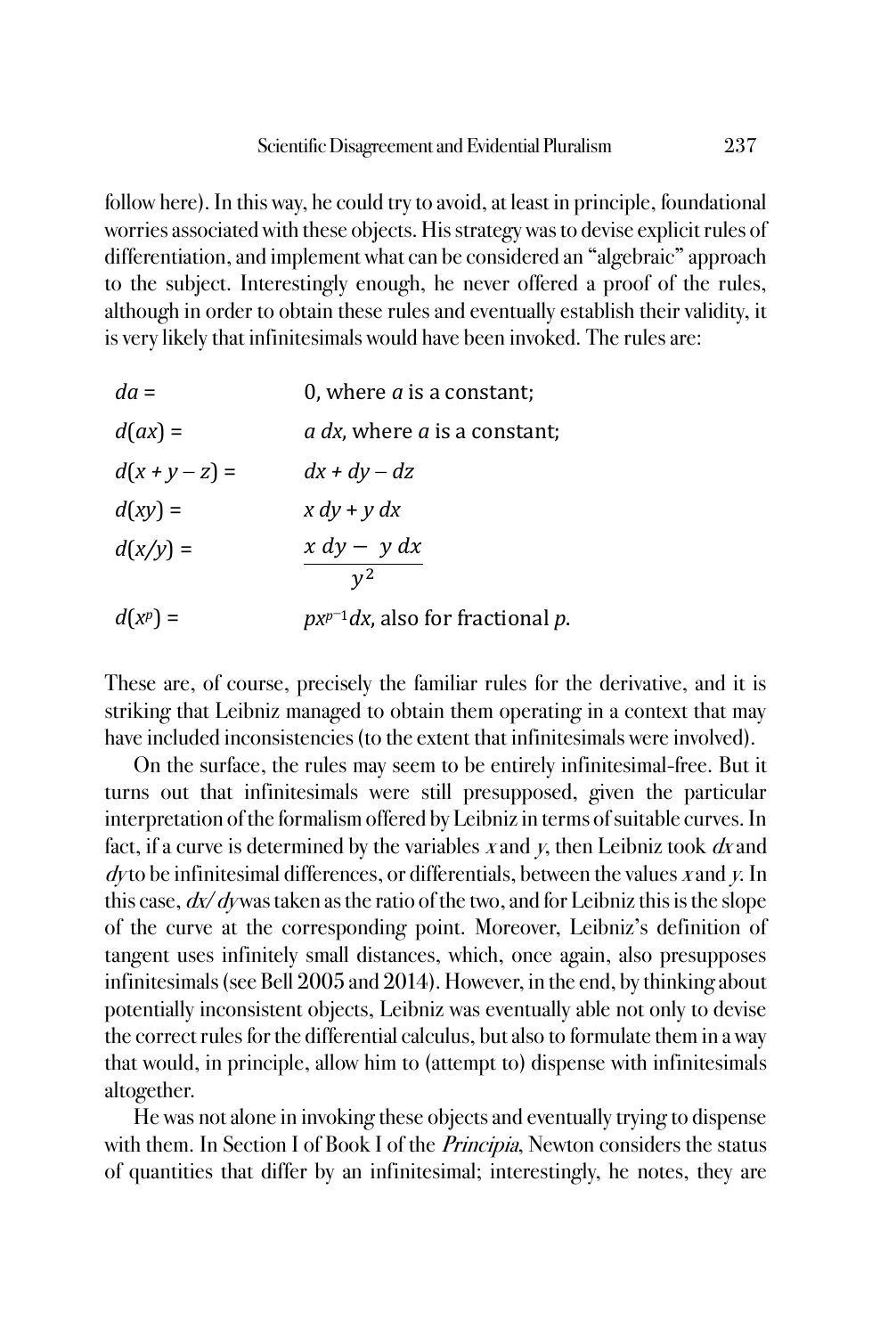follow here). In this way, he could try to avoid, at least in principle, foundational worries associated with these objects. His strategy was to devise explicit rules of differentiation, and implement what can be considered an "algebraic" approach to the subject. Interestingly enough, he never offered a proof of the rules, although in order to obtain these rules and eventually establish their validity, it is very likely that infinitesimals would have been invoked. The rules are:

$da =$ $0$, where $a$ is a constant;

$d(ax) =$ $a\,dx$, where $a$ is a constant;

$d(x + y - z) =$ $dx + dy - dz$

$d(xy) =$ $x\,dy + y\,dx$

$d(x/y) =$ $\dfrac{x\,dy - y\,dx}{y^2}$

$d(x^p) =$ $px^{p-1}dx$, also for fractional $p$.

These are, of course, precisely the familiar rules for the derivative, and it is striking that Leibniz managed to obtain them operating in a context that may have included inconsistencies (to the extent that infinitesimals were involved).

On the surface, the rules may seem to be entirely infinitesimal-free. But it turns out that infinitesimals were still presupposed, given the particular interpretation of the formalism offered by Leibniz in terms of suitable curves. In fact, if a curve is determined by the variables $x$ and $y$, then Leibniz took $dx$ and $dy$ to be infinitesimal differences, or differentials, between the values $x$ and $y$. In this case, $dx/dy$ was taken as the ratio of the two, and for Leibniz this is the slope of the curve at the corresponding point. Moreover, Leibniz's definition of tangent uses infinitely small distances, which, once again, also presupposes infinitesimals (see Bell 2005 and 2014). However, in the end, by thinking about potentially inconsistent objects, Leibniz was eventually able not only to devise the correct rules for the differential calculus, but also to formulate them in a way that would, in principle, allow him to (attempt to) dispense with infinitesimals altogether.

He was not alone in invoking these objects and eventually trying to dispense with them. In Section I of Book I of the *Principia*, Newton considers the status of quantities that differ by an infinitesimal; interestingly, he notes, they are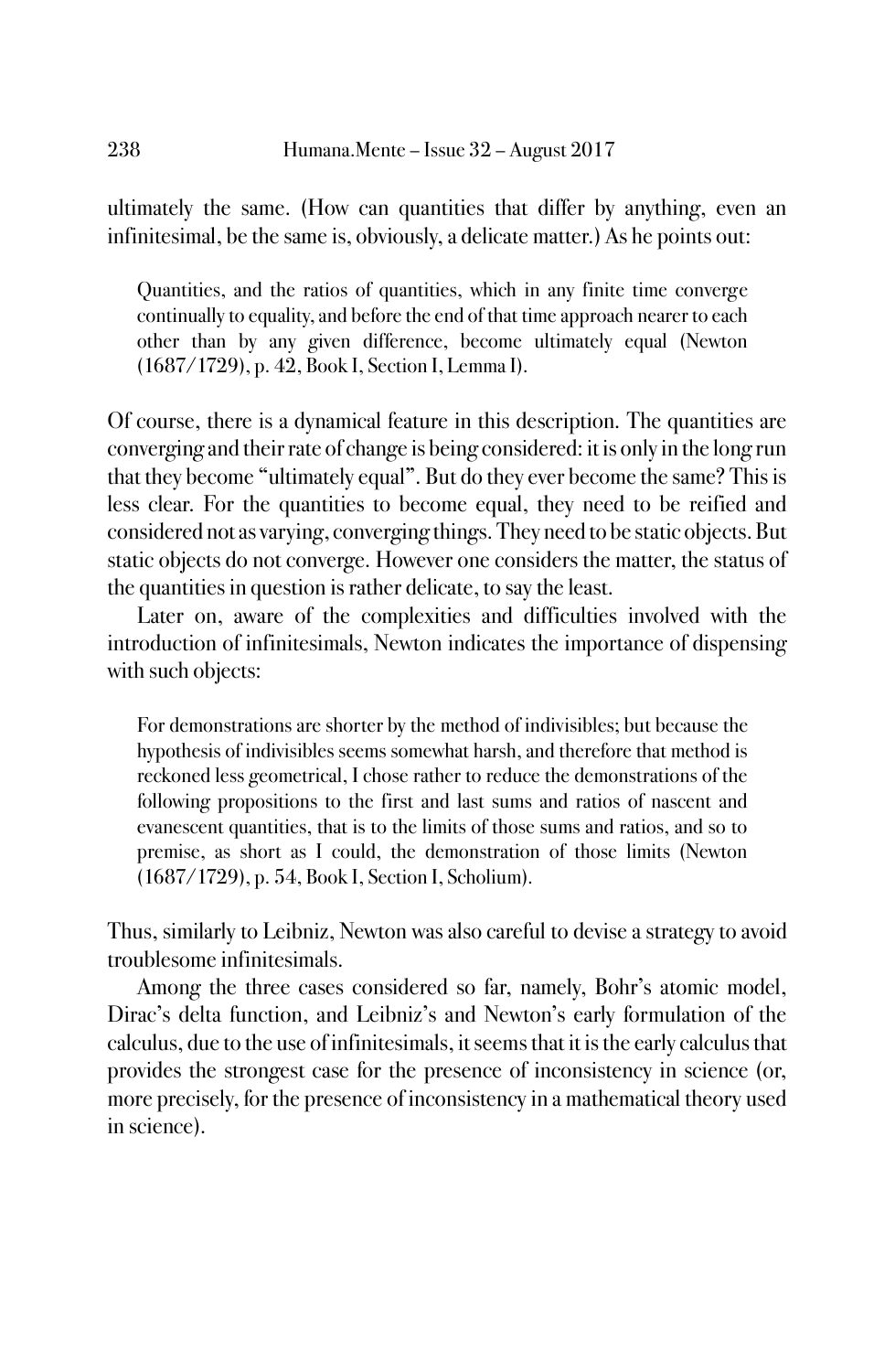ultimately the same. (How can quantities that differ by anything, even an infinitesimal, be the same is, obviously, a delicate matter.) As he points out:

> Quantities, and the ratios of quantities, which in any finite time converge continually to equality, and before the end of that time approach nearer to each other than by any given difference, become ultimately equal (Newton (1687/1729), p. 42, Book I, Section I, Lemma I).

Of course, there is a dynamical feature in this description. The quantities are converging and their rate of change is being considered: it is only in the long run that they become "ultimately equal". But do they ever become the same? This is less clear. For the quantities to become equal, they need to be reified and considered not as varying, converging things. They need to be static objects. But static objects do not converge. However one considers the matter, the status of the quantities in question is rather delicate, to say the least.

Later on, aware of the complexities and difficulties involved with the introduction of infinitesimals, Newton indicates the importance of dispensing with such objects:

> For demonstrations are shorter by the method of indivisibles; but because the hypothesis of indivisibles seems somewhat harsh, and therefore that method is reckoned less geometrical, I chose rather to reduce the demonstrations of the following propositions to the first and last sums and ratios of nascent and evanescent quantities, that is to the limits of those sums and ratios, and so to premise, as short as I could, the demonstration of those limits (Newton (1687/1729), p. 54, Book I, Section I, Scholium).

Thus, similarly to Leibniz, Newton was also careful to devise a strategy to avoid troublesome infinitesimals.

Among the three cases considered so far, namely, Bohr's atomic model, Dirac's delta function, and Leibniz's and Newton's early formulation of the calculus, due to the use of infinitesimals, it seems that it is the early calculus that provides the strongest case for the presence of inconsistency in science (or, more precisely, for the presence of inconsistency in a mathematical theory used in science).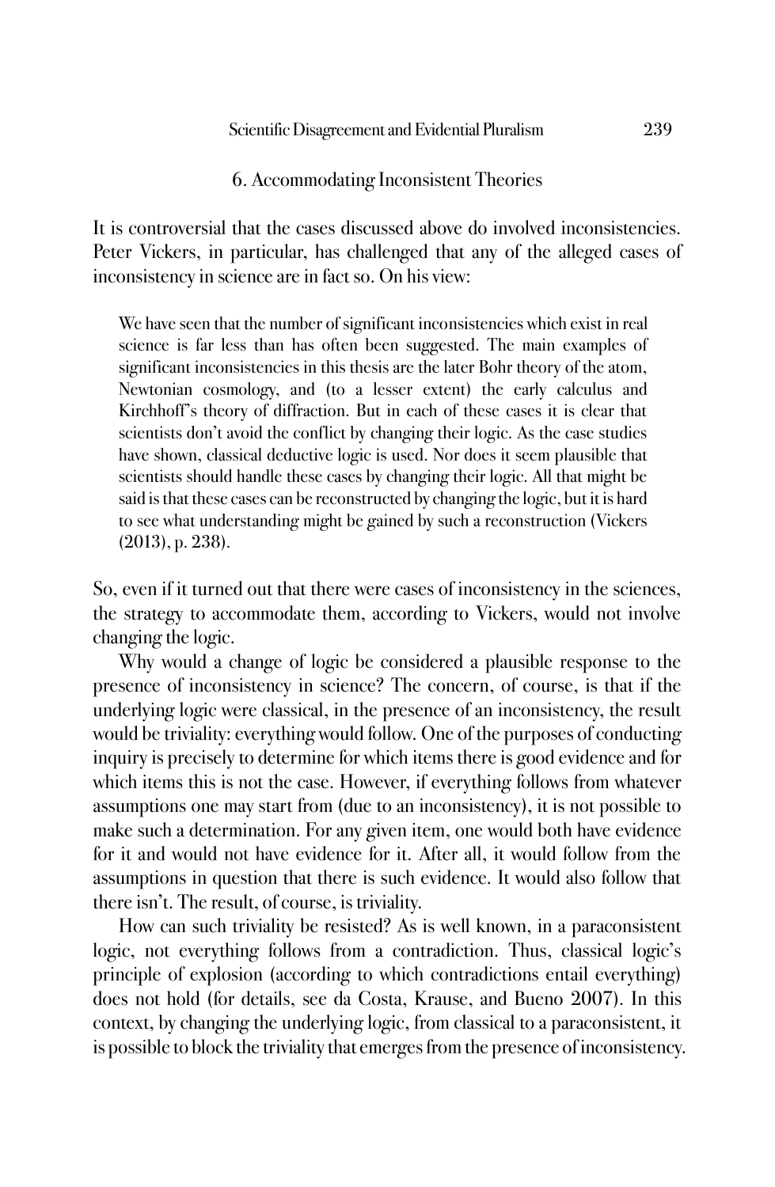## 6. Accommodating Inconsistent Theories

It is controversial that the cases discussed above do involved inconsistencies. Peter Vickers, in particular, has challenged that any of the alleged cases of inconsistency in science are in fact so. On his view:

> We have seen that the number of significant inconsistencies which exist in real science is far less than has often been suggested. The main examples of significant inconsistencies in this thesis are the later Bohr theory of the atom, Newtonian cosmology, and (to a lesser extent) the early calculus and Kirchhoff's theory of diffraction. But in each of these cases it is clear that scientists don't avoid the conflict by changing their logic. As the case studies have shown, classical deductive logic is used. Nor does it seem plausible that scientists should handle these cases by changing their logic. All that might be said is that these cases can be reconstructed by changing the logic, but it is hard to see what understanding might be gained by such a reconstruction (Vickers (2013), p. 238).

So, even if it turned out that there were cases of inconsistency in the sciences, the strategy to accommodate them, according to Vickers, would not involve changing the logic.

Why would a change of logic be considered a plausible response to the presence of inconsistency in science? The concern, of course, is that if the underlying logic were classical, in the presence of an inconsistency, the result would be triviality: everything would follow. One of the purposes of conducting inquiry is precisely to determine for which items there is good evidence and for which items this is not the case. However, if everything follows from whatever assumptions one may start from (due to an inconsistency), it is not possible to make such a determination. For any given item, one would both have evidence for it and would not have evidence for it. After all, it would follow from the assumptions in question that there is such evidence. It would also follow that there isn't. The result, of course, is triviality.

How can such triviality be resisted? As is well known, in a paraconsistent logic, not everything follows from a contradiction. Thus, classical logic's principle of explosion (according to which contradictions entail everything) does not hold (for details, see da Costa, Krause, and Bueno 2007). In this context, by changing the underlying logic, from classical to a paraconsistent, it is possible to block the triviality that emerges from the presence of inconsistency.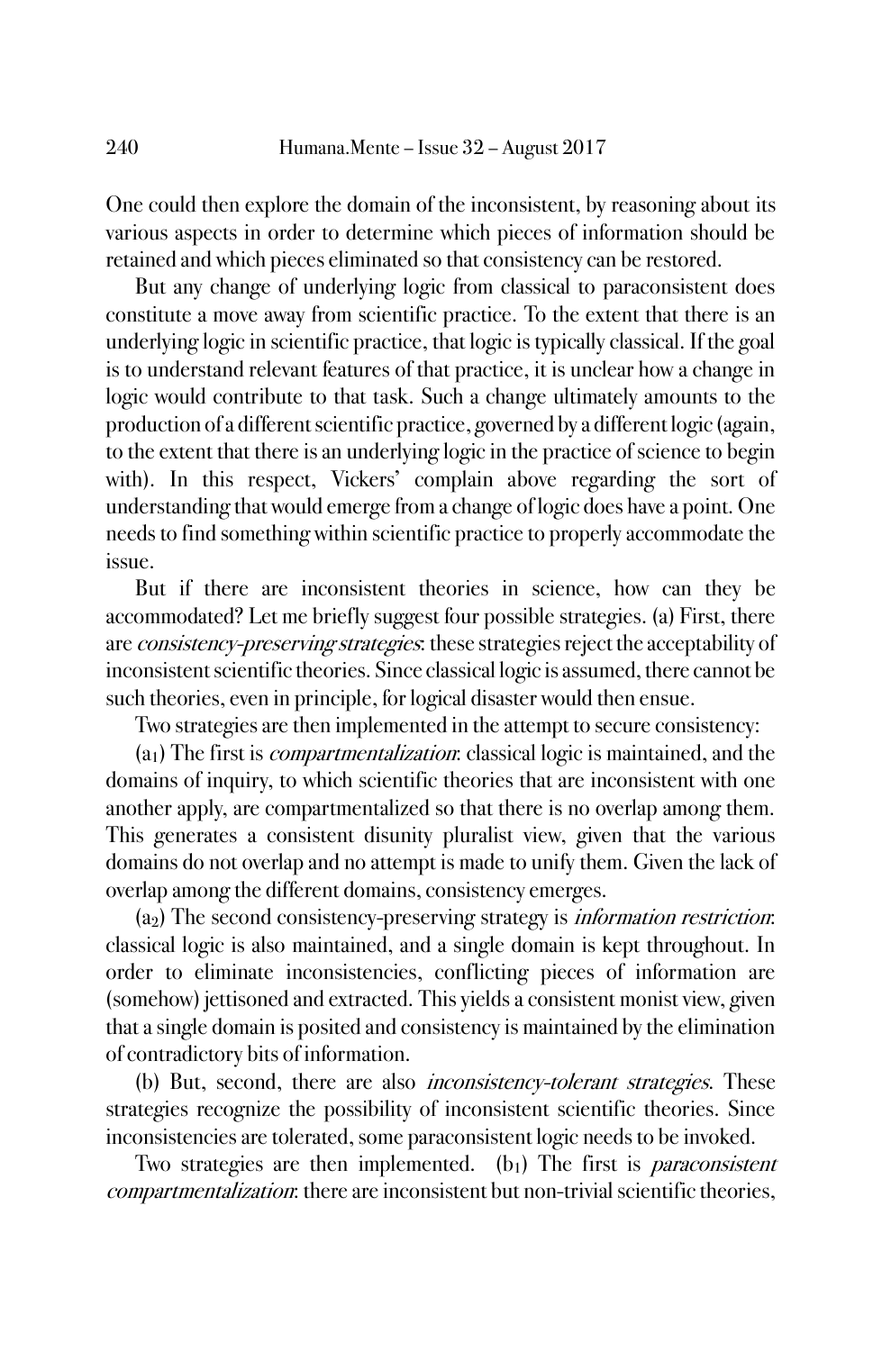One could then explore the domain of the inconsistent, by reasoning about its various aspects in order to determine which pieces of information should be retained and which pieces eliminated so that consistency can be restored.

But any change of underlying logic from classical to paraconsistent does constitute a move away from scientific practice. To the extent that there is an underlying logic in scientific practice, that logic is typically classical. If the goal is to understand relevant features of that practice, it is unclear how a change in logic would contribute to that task. Such a change ultimately amounts to the production of a different scientific practice, governed by a different logic (again, to the extent that there is an underlying logic in the practice of science to begin with). In this respect, Vickers' complain above regarding the sort of understanding that would emerge from a change of logic does have a point. One needs to find something within scientific practice to properly accommodate the issue.

But if there are inconsistent theories in science, how can they be accommodated? Let me briefly suggest four possible strategies. (a) First, there are *consistency-preserving strategies*: these strategies reject the acceptability of inconsistent scientific theories. Since classical logic is assumed, there cannot be such theories, even in principle, for logical disaster would then ensue.

Two strategies are then implemented in the attempt to secure consistency:

($a_1$) The first is *compartmentalization*: classical logic is maintained, and the domains of inquiry, to which scientific theories that are inconsistent with one another apply, are compartmentalized so that there is no overlap among them. This generates a consistent disunity pluralist view, given that the various domains do not overlap and no attempt is made to unify them. Given the lack of overlap among the different domains, consistency emerges.

($a_2$) The second consistency-preserving strategy is *information restriction*: classical logic is also maintained, and a single domain is kept throughout. In order to eliminate inconsistencies, conflicting pieces of information are (somehow) jettisoned and extracted. This yields a consistent monist view, given that a single domain is posited and consistency is maintained by the elimination of contradictory bits of information.

(b) But, second, there are also *inconsistency-tolerant strategies*. These strategies recognize the possibility of inconsistent scientific theories. Since inconsistencies are tolerated, some paraconsistent logic needs to be invoked.

Two strategies are then implemented. ($b_1$) The first is *paraconsistent compartmentalization*: there are inconsistent but non-trivial scientific theories,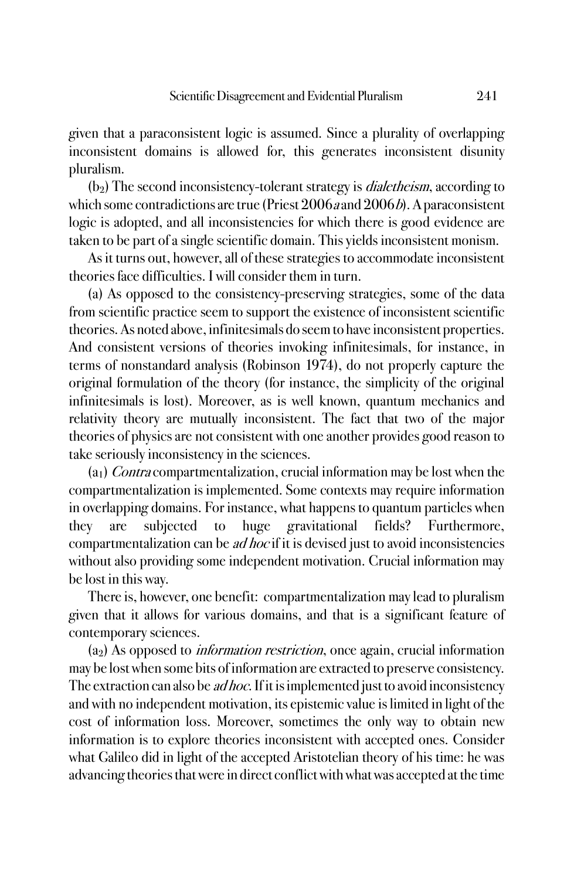given that a paraconsistent logic is assumed. Since a plurality of overlapping inconsistent domains is allowed for, this generates inconsistent disunity pluralism.

($b_2$) The second inconsistency-tolerant strategy is *dialetheism*, according to which some contradictions are true (Priest 2006*a* and 2006*b*). A paraconsistent logic is adopted, and all inconsistencies for which there is good evidence are taken to be part of a single scientific domain. This yields inconsistent monism.

As it turns out, however, all of these strategies to accommodate inconsistent theories face difficulties. I will consider them in turn.

(a) As opposed to the consistency-preserving strategies, some of the data from scientific practice seem to support the existence of inconsistent scientific theories. As noted above, infinitesimals do seem to have inconsistent properties. And consistent versions of theories invoking infinitesimals, for instance, in terms of nonstandard analysis (Robinson 1974), do not properly capture the original formulation of the theory (for instance, the simplicity of the original infinitesimals is lost). Moreover, as is well known, quantum mechanics and relativity theory are mutually inconsistent. The fact that two of the major theories of physics are not consistent with one another provides good reason to take seriously inconsistency in the sciences.

($a_1$) *Contra* compartmentalization, crucial information may be lost when the compartmentalization is implemented. Some contexts may require information in overlapping domains. For instance, what happens to quantum particles when they are subjected to huge gravitational fields? Furthermore, compartmentalization can be *ad hoc* if it is devised just to avoid inconsistencies without also providing some independent motivation. Crucial information may be lost in this way.

There is, however, one benefit: compartmentalization may lead to pluralism given that it allows for various domains, and that is a significant feature of contemporary sciences.

($a_2$) As opposed to *information restriction*, once again, crucial information may be lost when some bits of information are extracted to preserve consistency. The extraction can also be *ad hoc*. If it is implemented just to avoid inconsistency and with no independent motivation, its epistemic value is limited in light of the cost of information loss. Moreover, sometimes the only way to obtain new information is to explore theories inconsistent with accepted ones. Consider what Galileo did in light of the accepted Aristotelian theory of his time: he was advancing theories that were in direct conflict with what was accepted at the time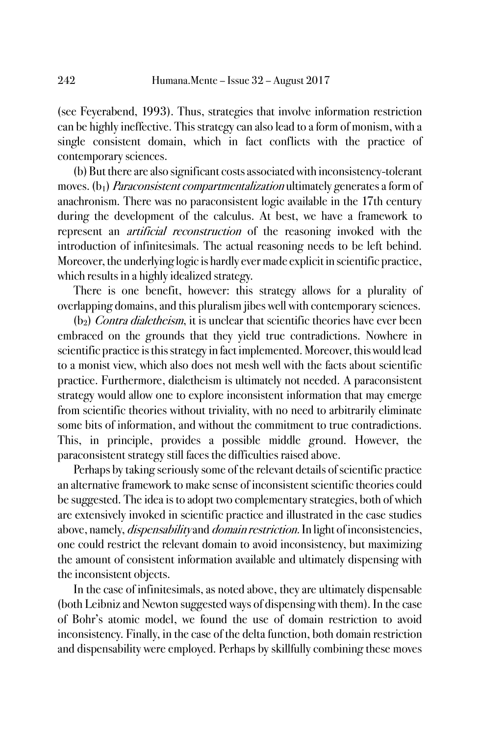(see Feyerabend, 1993). Thus, strategies that involve information restriction can be highly ineffective. This strategy can also lead to a form of monism, with a single consistent domain, which in fact conflicts with the practice of contemporary sciences.

(b) But there are also significant costs associated with inconsistency-tolerant moves. ($b_1$) *Paraconsistent compartmentalization* ultimately generates a form of anachronism. There was no paraconsistent logic available in the 17th century during the development of the calculus. At best, we have a framework to represent an *artificial reconstruction* of the reasoning invoked with the introduction of infinitesimals. The actual reasoning needs to be left behind. Moreover, the underlying logic is hardly ever made explicit in scientific practice, which results in a highly idealized strategy.

There is one benefit, however: this strategy allows for a plurality of overlapping domains, and this pluralism jibes well with contemporary sciences.

($b_2$) *Contra dialetheism*, it is unclear that scientific theories have ever been embraced on the grounds that they yield true contradictions. Nowhere in scientific practice is this strategy in fact implemented. Moreover, this would lead to a monist view, which also does not mesh well with the facts about scientific practice. Furthermore, dialetheism is ultimately not needed. A paraconsistent strategy would allow one to explore inconsistent information that may emerge from scientific theories without triviality, with no need to arbitrarily eliminate some bits of information, and without the commitment to true contradictions. This, in principle, provides a possible middle ground. However, the paraconsistent strategy still faces the difficulties raised above.

Perhaps by taking seriously some of the relevant details of scientific practice an alternative framework to make sense of inconsistent scientific theories could be suggested. The idea is to adopt two complementary strategies, both of which are extensively invoked in scientific practice and illustrated in the case studies above, namely, *dispensability* and *domain restriction*. In light of inconsistencies, one could restrict the relevant domain to avoid inconsistency, but maximizing the amount of consistent information available and ultimately dispensing with the inconsistent objects.

In the case of infinitesimals, as noted above, they are ultimately dispensable (both Leibniz and Newton suggested ways of dispensing with them). In the case of Bohr's atomic model, we found the use of domain restriction to avoid inconsistency. Finally, in the case of the delta function, both domain restriction and dispensability were employed. Perhaps by skillfully combining these moves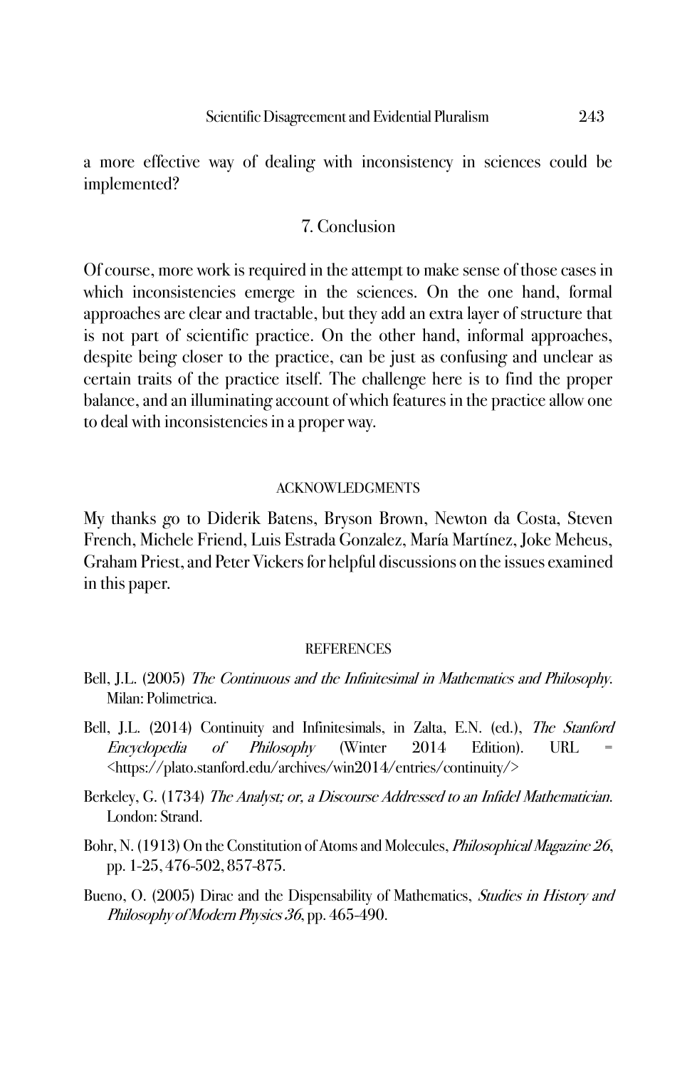a more effective way of dealing with inconsistency in sciences could be implemented?

## 7. Conclusion

Of course, more work is required in the attempt to make sense of those cases in which inconsistencies emerge in the sciences. On the one hand, formal approaches are clear and tractable, but they add an extra layer of structure that is not part of scientific practice. On the other hand, informal approaches, despite being closer to the practice, can be just as confusing and unclear as certain traits of the practice itself. The challenge here is to find the proper balance, and an illuminating account of which features in the practice allow one to deal with inconsistencies in a proper way.

### ACKNOWLEDGMENTS

My thanks go to Diderik Batens, Bryson Brown, Newton da Costa, Steven French, Michele Friend, Luis Estrada Gonzalez, María Martínez, Joke Meheus, Graham Priest, and Peter Vickers for helpful discussions on the issues examined in this paper.

### REFERENCES

Bell, J.L. (2005) *The Continuous and the Infinitesimal in Mathematics and Philosophy*. Milan: Polimetrica.

Bell, J.L. (2014) Continuity and Infinitesimals, in Zalta, E.N. (ed.), *The Stanford Encyclopedia of Philosophy* (Winter 2014 Edition). URL = <https://plato.stanford.edu/archives/win2014/entries/continuity/>

Berkeley, G. (1734) *The Analyst; or, a Discourse Addressed to an Infidel Mathematician*. London: Strand.

Bohr, N. (1913) On the Constitution of Atoms and Molecules, *Philosophical Magazine 26*, pp. 1-25, 476-502, 857-875.

Bueno, O. (2005) Dirac and the Dispensability of Mathematics, *Studies in History and Philosophy of Modern Physics 36*, pp. 465-490.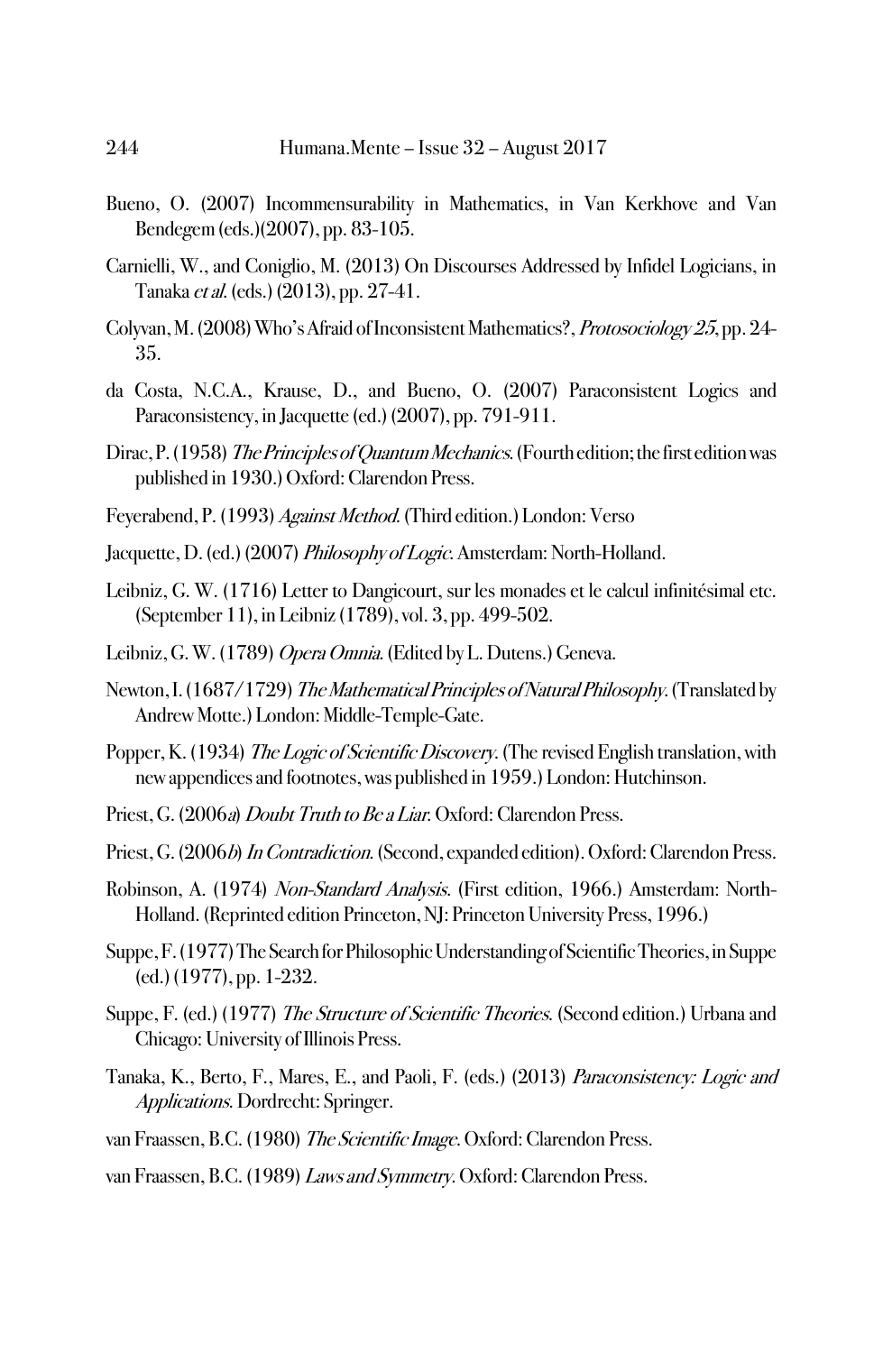Bueno, O. (2007) Incommensurability in Mathematics, in Van Kerkhove and Van Bendegem (eds.)(2007), pp. 83-105.

Carnielli, W., and Coniglio, M. (2013) On Discourses Addressed by Infidel Logicians, in Tanaka *et al.* (eds.) (2013), pp. 27-41.

Colyvan, M. (2008) Who's Afraid of Inconsistent Mathematics?, *Protosociology 25*, pp. 24-35.

da Costa, N.C.A., Krause, D., and Bueno, O. (2007) Paraconsistent Logics and Paraconsistency, in Jacquette (ed.) (2007), pp. 791-911.

Dirac, P. (1958) *The Principles of Quantum Mechanics.* (Fourth edition; the first edition was published in 1930.) Oxford: Clarendon Press.

Feyerabend, P. (1993) *Against Method.* (Third edition.) London: Verso

Jacquette, D. (ed.) (2007) *Philosophy of Logic.* Amsterdam: North-Holland.

Leibniz, G. W. (1716) Letter to Dangicourt, sur les monades et le calcul infinitésimal etc. (September 11), in Leibniz (1789), vol. 3, pp. 499-502.

Leibniz, G. W. (1789) *Opera Omnia.* (Edited by L. Dutens.) Geneva.

Newton, I. (1687/1729) *The Mathematical Principles of Natural Philosophy.* (Translated by Andrew Motte.) London: Middle-Temple-Gate.

Popper, K. (1934) *The Logic of Scientific Discovery.* (The revised English translation, with new appendices and footnotes, was published in 1959.) London: Hutchinson.

Priest, G. (2006*a*) *Doubt Truth to Be a Liar.* Oxford: Clarendon Press.

Priest, G. (2006*b*) *In Contradiction.* (Second, expanded edition). Oxford: Clarendon Press.

Robinson, A. (1974) *Non-Standard Analysis.* (First edition, 1966.) Amsterdam: North-Holland. (Reprinted edition Princeton, NJ: Princeton University Press, 1996.)

Suppe, F. (1977) The Search for Philosophic Understanding of Scientific Theories, in Suppe (ed.) (1977), pp. 1-232.

Suppe, F. (ed.) (1977) *The Structure of Scientific Theories.* (Second edition.) Urbana and Chicago: University of Illinois Press.

Tanaka, K., Berto, F., Mares, E., and Paoli, F. (eds.) (2013) *Paraconsistency: Logic and Applications.* Dordrecht: Springer.

van Fraassen, B.C. (1980) *The Scientific Image.* Oxford: Clarendon Press.

van Fraassen, B.C. (1989) *Laws and Symmetry.* Oxford: Clarendon Press.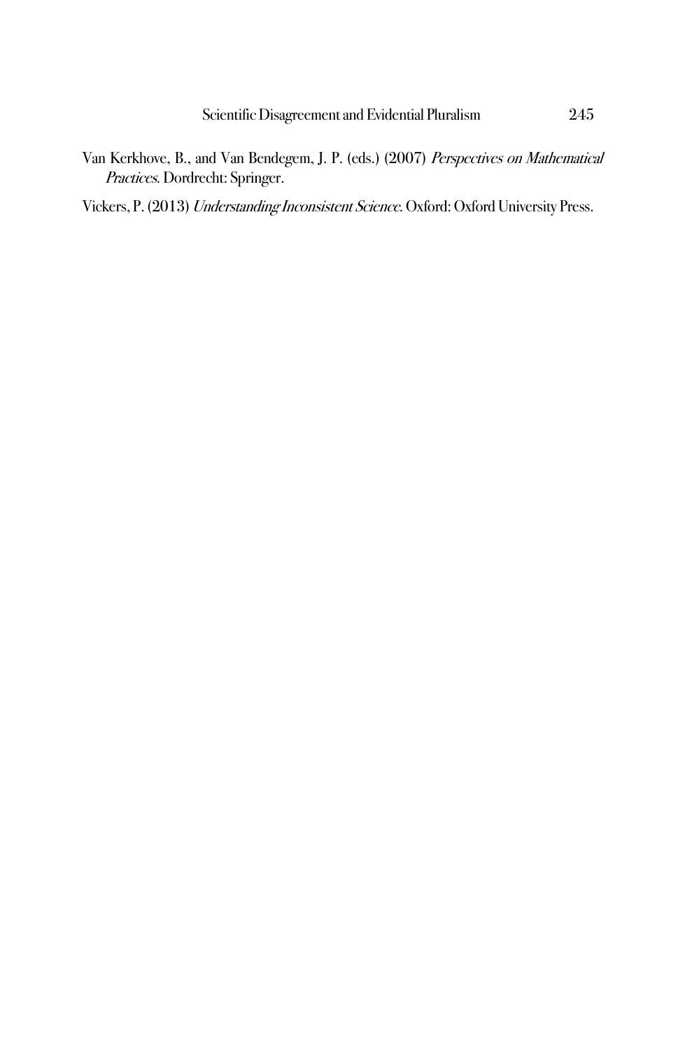Van Kerkhove, B., and Van Bendegem, J. P. (eds.) (2007) *Perspectives on Mathematical Practices*. Dordrecht: Springer.

Vickers, P. (2013) *Understanding Inconsistent Science*. Oxford: Oxford University Press.